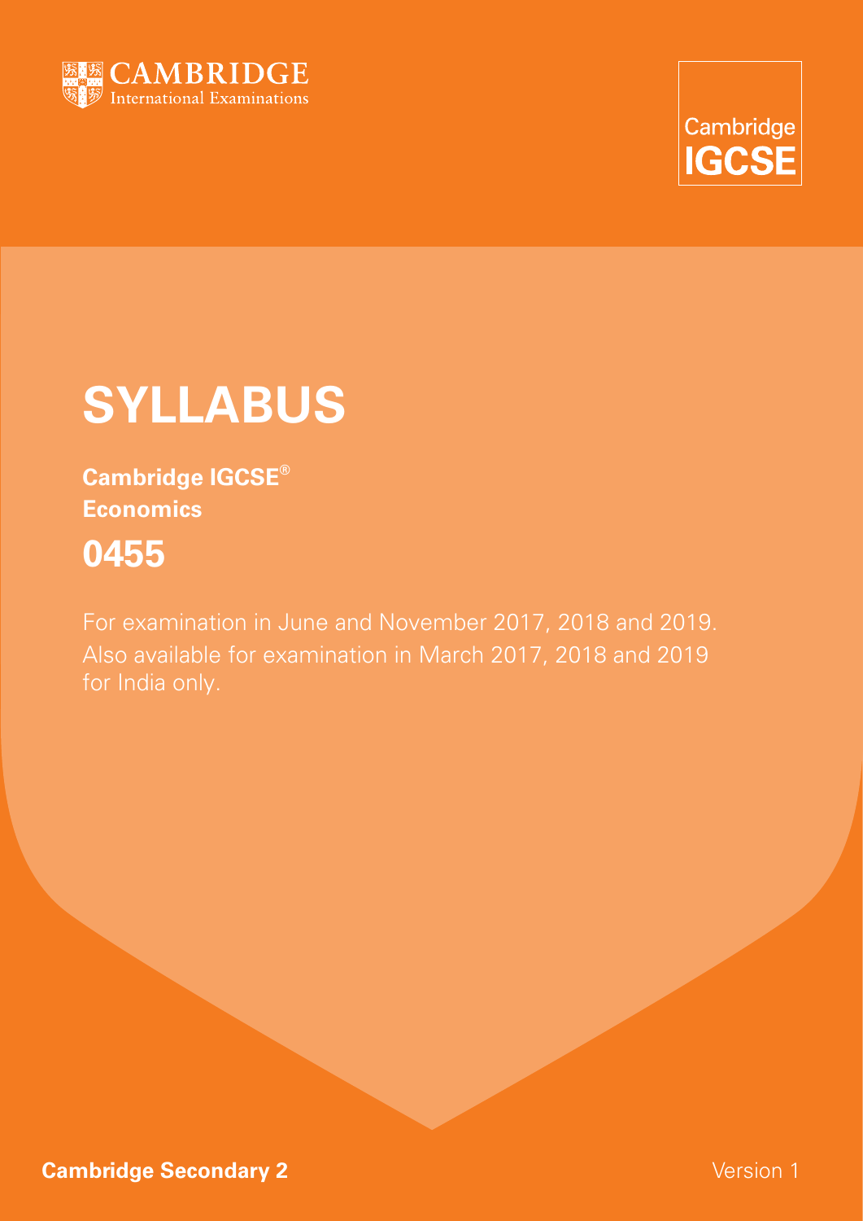CAMBRIDGE
International Examinations

Cambridge
IGCSE

# SYLLABUS

**Cambridge IGCSE®**
**Economics**

## 0455

For examination in June and November 2017, 2018 and 2019.
Also available for examination in March 2017, 2018 and 2019 for India only.

**Cambridge Secondary 2**

Version 1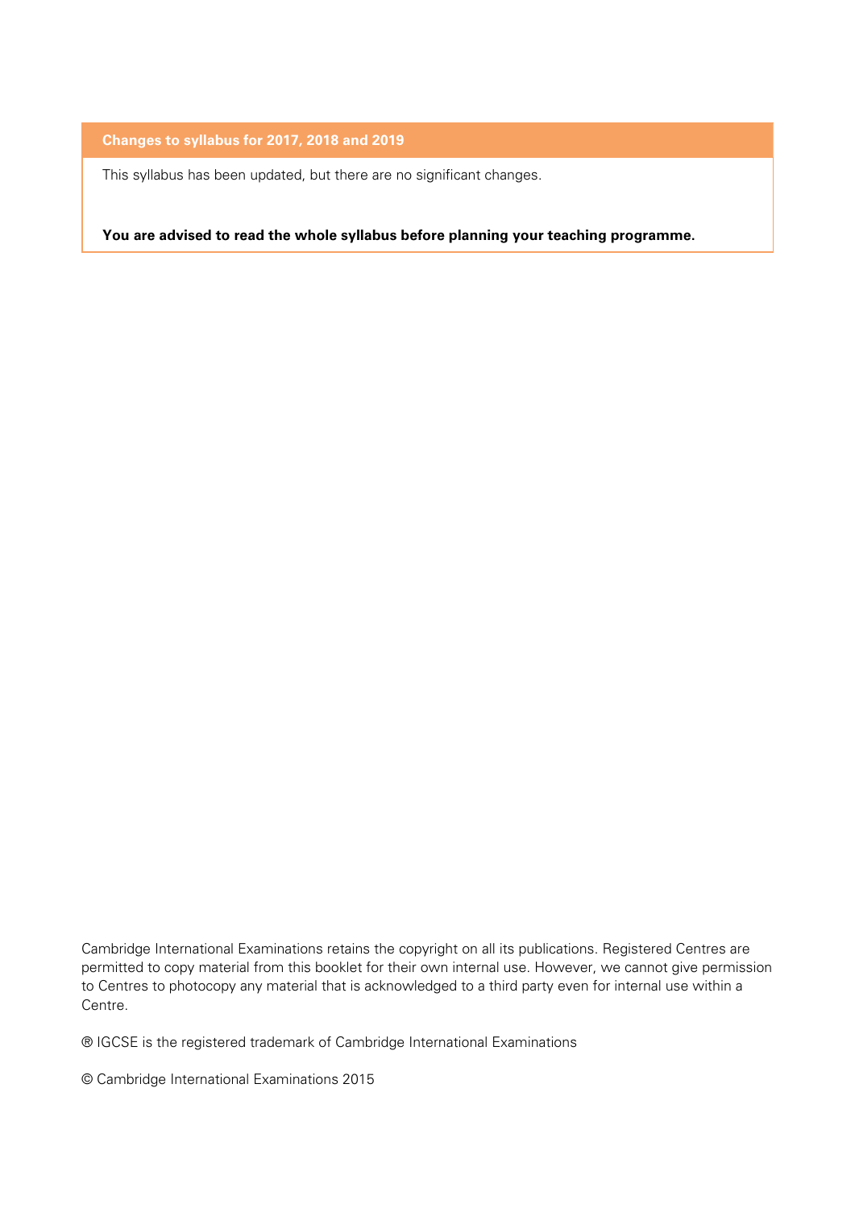## Changes to syllabus for 2017, 2018 and 2019

This syllabus has been updated, but there are no significant changes.

**You are advised to read the whole syllabus before planning your teaching programme.**

Cambridge International Examinations retains the copyright on all its publications. Registered Centres are permitted to copy material from this booklet for their own internal use. However, we cannot give permission to Centres to photocopy any material that is acknowledged to a third party even for internal use within a Centre.

® IGCSE is the registered trademark of Cambridge International Examinations

© Cambridge International Examinations 2015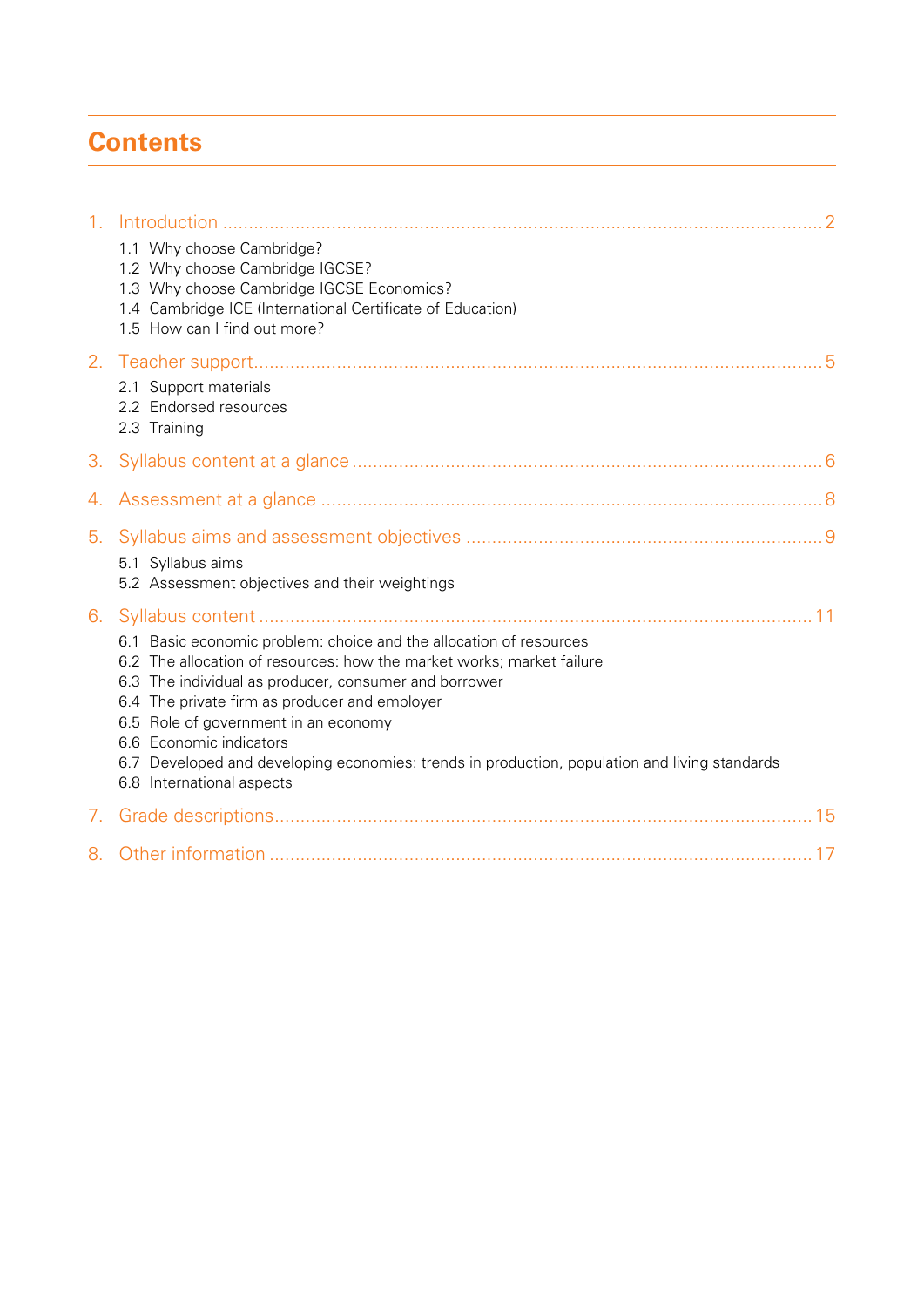# Contents

1. Introduction .......... 2
   - 1.1 Why choose Cambridge?
   - 1.2 Why choose Cambridge IGCSE?
   - 1.3 Why choose Cambridge IGCSE Economics?
   - 1.4 Cambridge ICE (International Certificate of Education)
   - 1.5 How can I find out more?
2. Teacher support .......... 5
   - 2.1 Support materials
   - 2.2 Endorsed resources
   - 2.3 Training
3. Syllabus content at a glance .......... 6
4. Assessment at a glance .......... 8
5. Syllabus aims and assessment objectives .......... 9
   - 5.1 Syllabus aims
   - 5.2 Assessment objectives and their weightings
6. Syllabus content .......... 11
   - 6.1 Basic economic problem: choice and the allocation of resources
   - 6.2 The allocation of resources: how the market works; market failure
   - 6.3 The individual as producer, consumer and borrower
   - 6.4 The private firm as producer and employer
   - 6.5 Role of government in an economy
   - 6.6 Economic indicators
   - 6.7 Developed and developing economies: trends in production, population and living standards
   - 6.8 International aspects
7. Grade descriptions .......... 15
8. Other information .......... 17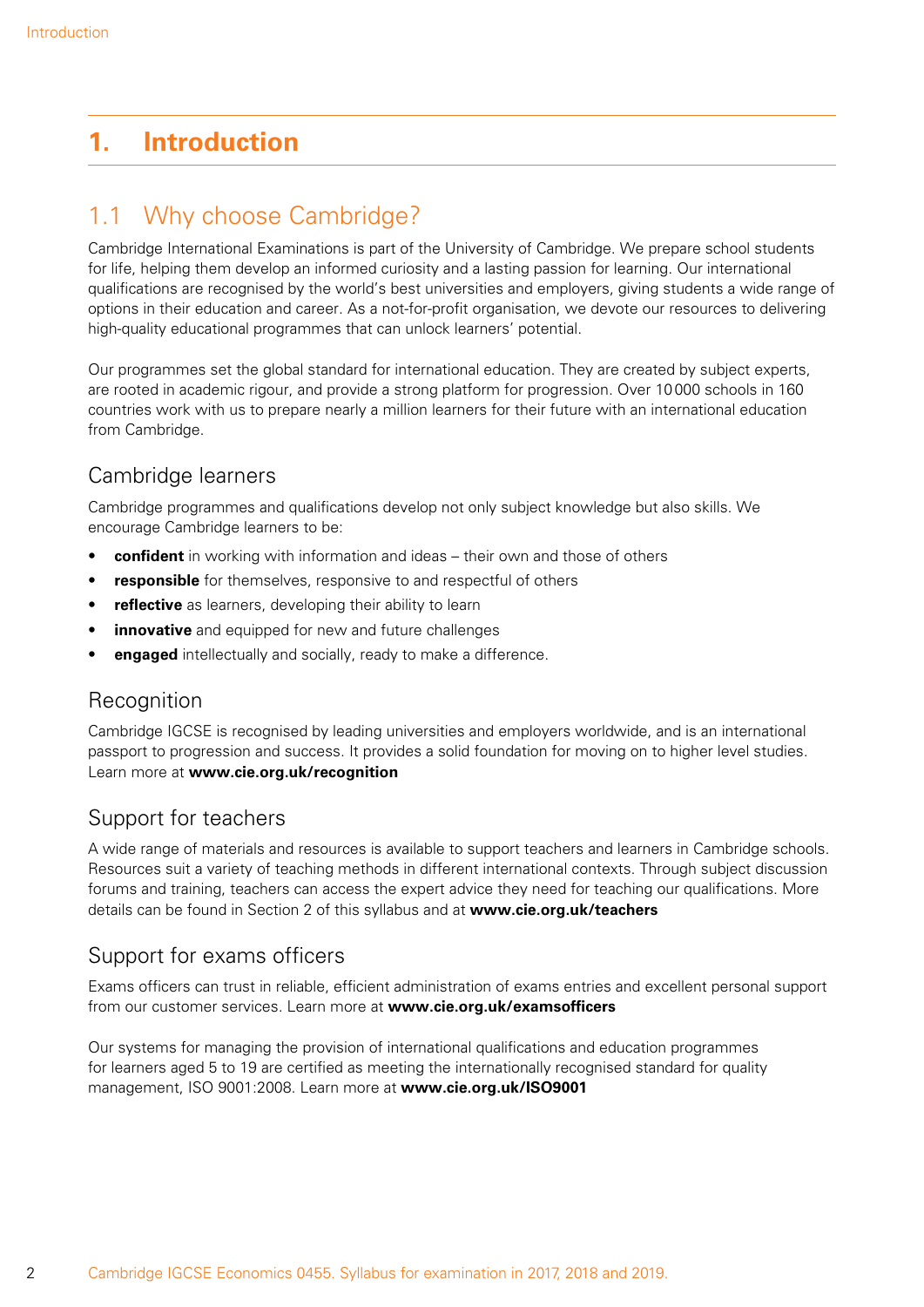# 1. Introduction

## 1.1 Why choose Cambridge?

Cambridge International Examinations is part of the University of Cambridge. We prepare school students for life, helping them develop an informed curiosity and a lasting passion for learning. Our international qualifications are recognised by the world's best universities and employers, giving students a wide range of options in their education and career. As a not-for-profit organisation, we devote our resources to delivering high-quality educational programmes that can unlock learners' potential.

Our programmes set the global standard for international education. They are created by subject experts, are rooted in academic rigour, and provide a strong platform for progression. Over 10 000 schools in 160 countries work with us to prepare nearly a million learners for their future with an international education from Cambridge.

### Cambridge learners

Cambridge programmes and qualifications develop not only subject knowledge but also skills. We encourage Cambridge learners to be:

- **confident** in working with information and ideas – their own and those of others
- **responsible** for themselves, responsive to and respectful of others
- **reflective** as learners, developing their ability to learn
- **innovative** and equipped for new and future challenges
- **engaged** intellectually and socially, ready to make a difference.

### Recognition

Cambridge IGCSE is recognised by leading universities and employers worldwide, and is an international passport to progression and success. It provides a solid foundation for moving on to higher level studies. Learn more at **www.cie.org.uk/recognition**

### Support for teachers

A wide range of materials and resources is available to support teachers and learners in Cambridge schools. Resources suit a variety of teaching methods in different international contexts. Through subject discussion forums and training, teachers can access the expert advice they need for teaching our qualifications. More details can be found in Section 2 of this syllabus and at **www.cie.org.uk/teachers**

### Support for exams officers

Exams officers can trust in reliable, efficient administration of exams entries and excellent personal support from our customer services. Learn more at **www.cie.org.uk/examsofficers**

Our systems for managing the provision of international qualifications and education programmes for learners aged 5 to 19 are certified as meeting the internationally recognised standard for quality management, ISO 9001:2008. Learn more at **www.cie.org.uk/ISO9001**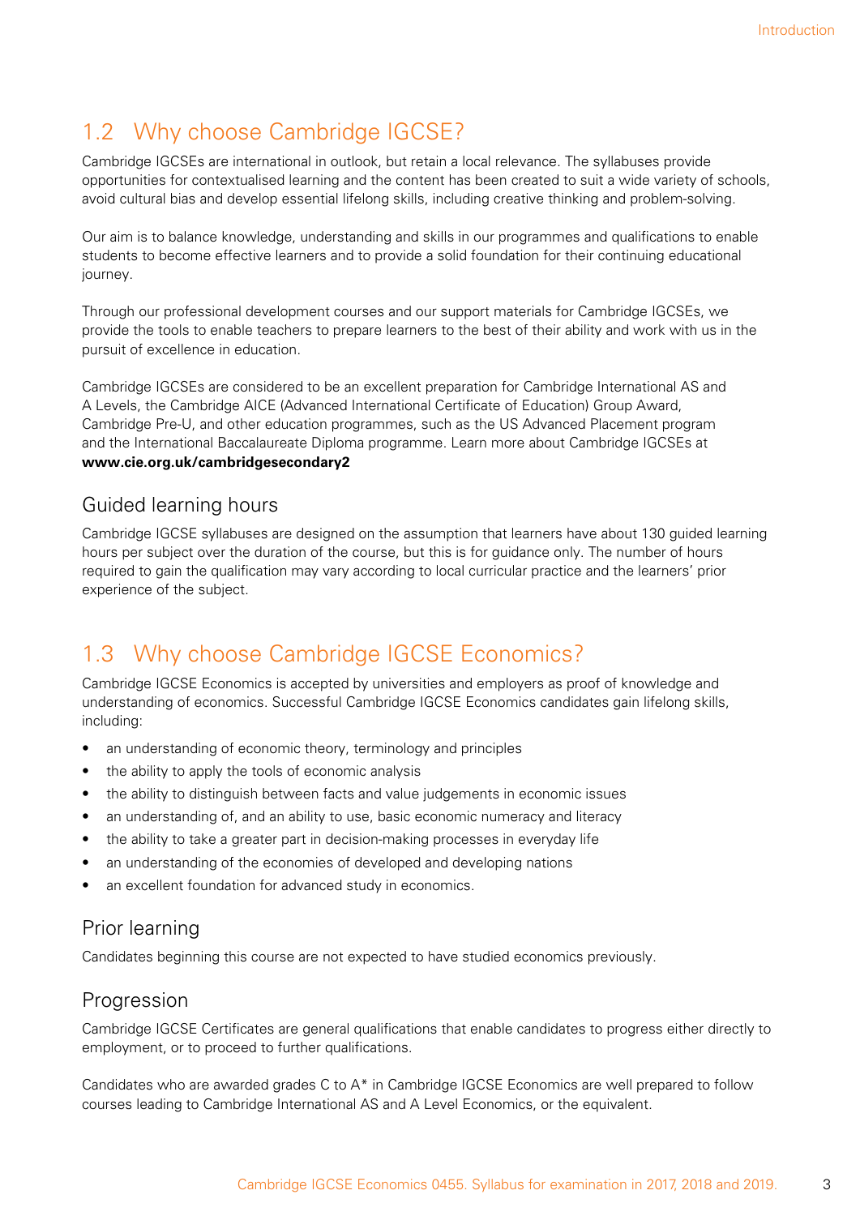## 1.2 Why choose Cambridge IGCSE?

Cambridge IGCSEs are international in outlook, but retain a local relevance. The syllabuses provide opportunities for contextualised learning and the content has been created to suit a wide variety of schools, avoid cultural bias and develop essential lifelong skills, including creative thinking and problem-solving.

Our aim is to balance knowledge, understanding and skills in our programmes and qualifications to enable students to become effective learners and to provide a solid foundation for their continuing educational journey.

Through our professional development courses and our support materials for Cambridge IGCSEs, we provide the tools to enable teachers to prepare learners to the best of their ability and work with us in the pursuit of excellence in education.

Cambridge IGCSEs are considered to be an excellent preparation for Cambridge International AS and A Levels, the Cambridge AICE (Advanced International Certificate of Education) Group Award, Cambridge Pre-U, and other education programmes, such as the US Advanced Placement program and the International Baccalaureate Diploma programme. Learn more about Cambridge IGCSEs at **www.cie.org.uk/cambridgesecondary2**

### Guided learning hours

Cambridge IGCSE syllabuses are designed on the assumption that learners have about 130 guided learning hours per subject over the duration of the course, but this is for guidance only. The number of hours required to gain the qualification may vary according to local curricular practice and the learners' prior experience of the subject.

## 1.3 Why choose Cambridge IGCSE Economics?

Cambridge IGCSE Economics is accepted by universities and employers as proof of knowledge and understanding of economics. Successful Cambridge IGCSE Economics candidates gain lifelong skills, including:

- an understanding of economic theory, terminology and principles
- the ability to apply the tools of economic analysis
- the ability to distinguish between facts and value judgements in economic issues
- an understanding of, and an ability to use, basic economic numeracy and literacy
- the ability to take a greater part in decision-making processes in everyday life
- an understanding of the economies of developed and developing nations
- an excellent foundation for advanced study in economics.

### Prior learning

Candidates beginning this course are not expected to have studied economics previously.

### Progression

Cambridge IGCSE Certificates are general qualifications that enable candidates to progress either directly to employment, or to proceed to further qualifications.

Candidates who are awarded grades C to A* in Cambridge IGCSE Economics are well prepared to follow courses leading to Cambridge International AS and A Level Economics, or the equivalent.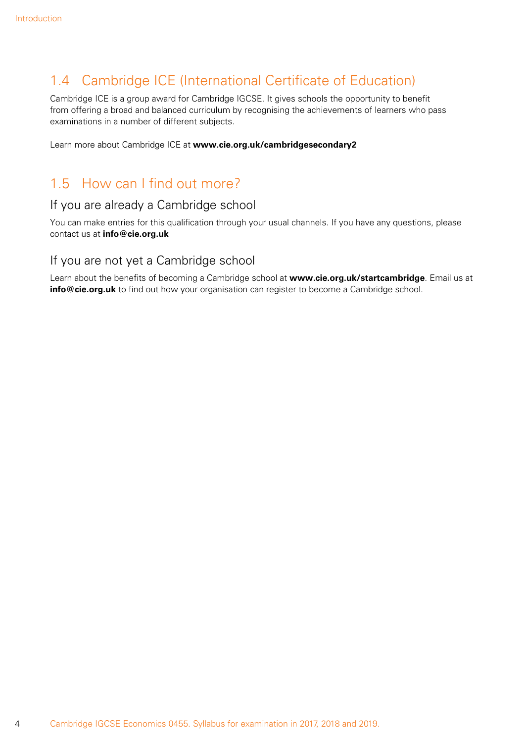## 1.4 Cambridge ICE (International Certificate of Education)

Cambridge ICE is a group award for Cambridge IGCSE. It gives schools the opportunity to benefit from offering a broad and balanced curriculum by recognising the achievements of learners who pass examinations in a number of different subjects.

Learn more about Cambridge ICE at **www.cie.org.uk/cambridgesecondary2**

## 1.5 How can I find out more?

### If you are already a Cambridge school

You can make entries for this qualification through your usual channels. If you have any questions, please contact us at **info@cie.org.uk**

### If you are not yet a Cambridge school

Learn about the benefits of becoming a Cambridge school at **www.cie.org.uk/startcambridge**. Email us at **info@cie.org.uk** to find out how your organisation can register to become a Cambridge school.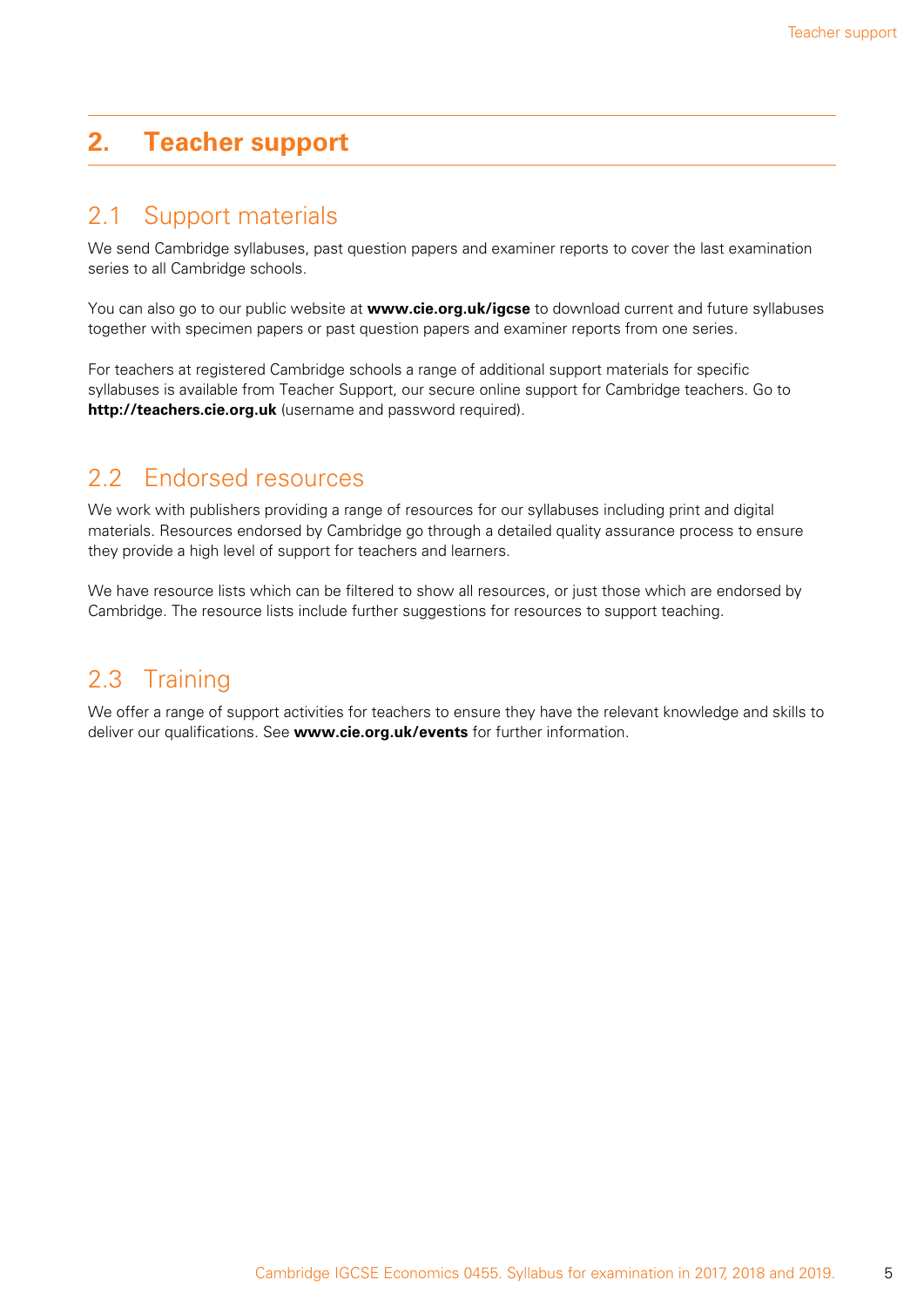## 2. Teacher support

### 2.1 Support materials

We send Cambridge syllabuses, past question papers and examiner reports to cover the last examination series to all Cambridge schools.

You can also go to our public website at **www.cie.org.uk/igcse** to download current and future syllabuses together with specimen papers or past question papers and examiner reports from one series.

For teachers at registered Cambridge schools a range of additional support materials for specific syllabuses is available from Teacher Support, our secure online support for Cambridge teachers. Go to **http://teachers.cie.org.uk** (username and password required).

### 2.2 Endorsed resources

We work with publishers providing a range of resources for our syllabuses including print and digital materials. Resources endorsed by Cambridge go through a detailed quality assurance process to ensure they provide a high level of support for teachers and learners.

We have resource lists which can be filtered to show all resources, or just those which are endorsed by Cambridge. The resource lists include further suggestions for resources to support teaching.

### 2.3 Training

We offer a range of support activities for teachers to ensure they have the relevant knowledge and skills to deliver our qualifications. See **www.cie.org.uk/events** for further information.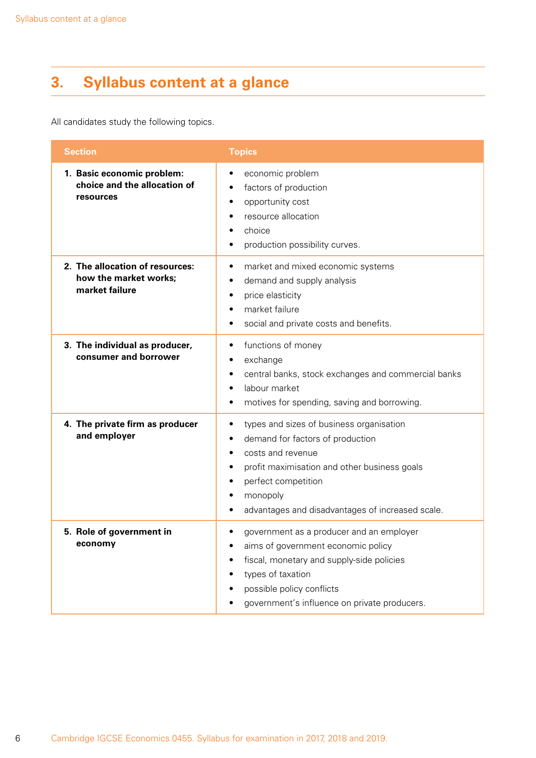# 3. Syllabus content at a glance

All candidates study the following topics.

| Section | Topics |
| --- | --- |
| **1. Basic economic problem: choice and the allocation of resources** | • economic problem<br>• factors of production<br>• opportunity cost<br>• resource allocation<br>• choice<br>• production possibility curves. |
| **2. The allocation of resources: how the market works; market failure** | • market and mixed economic systems<br>• demand and supply analysis<br>• price elasticity<br>• market failure<br>• social and private costs and benefits. |
| **3. The individual as producer, consumer and borrower** | • functions of money<br>• exchange<br>• central banks, stock exchanges and commercial banks<br>• labour market<br>• motives for spending, saving and borrowing. |
| **4. The private firm as producer and employer** | • types and sizes of business organisation<br>• demand for factors of production<br>• costs and revenue<br>• profit maximisation and other business goals<br>• perfect competition<br>• monopoly<br>• advantages and disadvantages of increased scale. |
| **5. Role of government in economy** | • government as a producer and an employer<br>• aims of government economic policy<br>• fiscal, monetary and supply-side policies<br>• types of taxation<br>• possible policy conflicts<br>• government's influence on private producers. |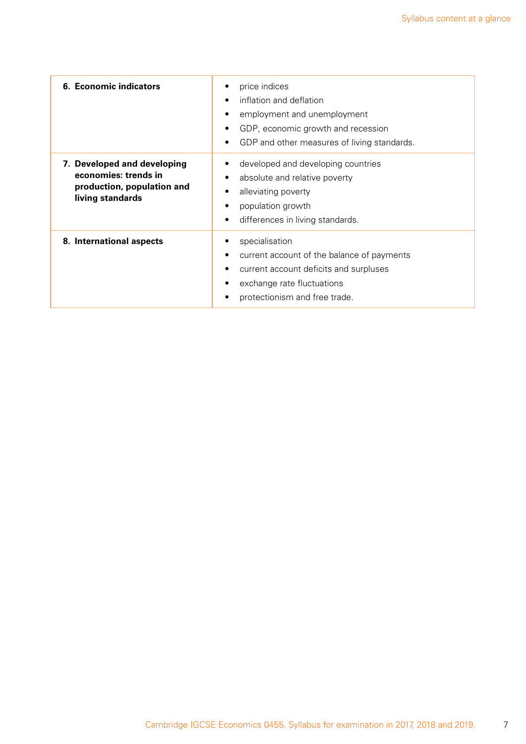| | |
|---|---|
| **6. Economic indicators** | • price indices<br>• inflation and deflation<br>• employment and unemployment<br>• GDP, economic growth and recession<br>• GDP and other measures of living standards. |
| **7. Developed and developing economies: trends in production, population and living standards** | • developed and developing countries<br>• absolute and relative poverty<br>• alleviating poverty<br>• population growth<br>• differences in living standards. |
| **8. International aspects** | • specialisation<br>• current account of the balance of payments<br>• current account deficits and surpluses<br>• exchange rate fluctuations<br>• protectionism and free trade. |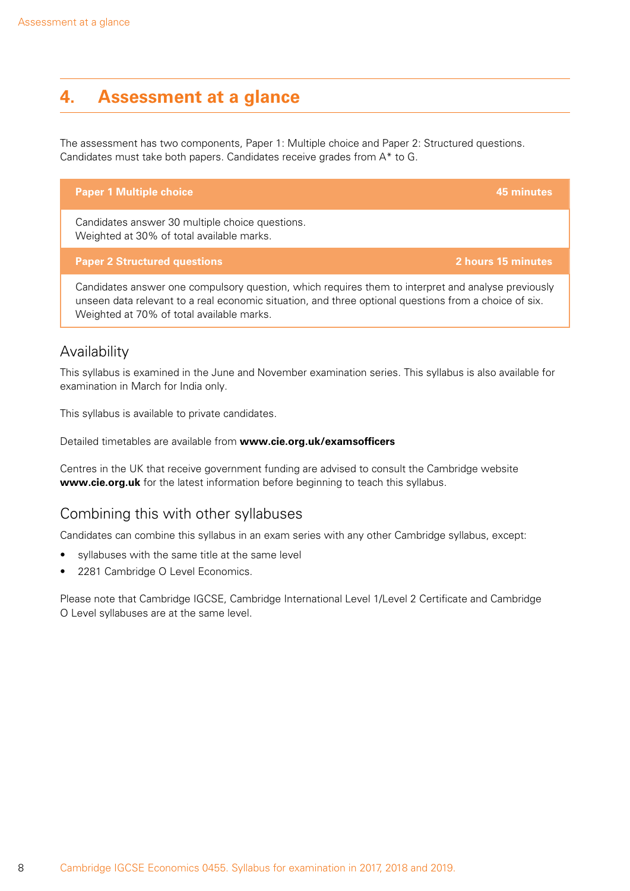# 4. Assessment at a glance

The assessment has two components, Paper 1: Multiple choice and Paper 2: Structured questions. Candidates must take both papers. Candidates receive grades from A* to G.

| **Paper 1 Multiple choice** | **45 minutes** |
|---|---|
| Candidates answer 30 multiple choice questions. Weighted at 30% of total available marks. | |
| **Paper 2 Structured questions** | **2 hours 15 minutes** |
| Candidates answer one compulsory question, which requires them to interpret and analyse previously unseen data relevant to a real economic situation, and three optional questions from a choice of six. Weighted at 70% of total available marks. | |

## Availability

This syllabus is examined in the June and November examination series. This syllabus is also available for examination in March for India only.

This syllabus is available to private candidates.

Detailed timetables are available from **www.cie.org.uk/examsofficers**

Centres in the UK that receive government funding are advised to consult the Cambridge website **www.cie.org.uk** for the latest information before beginning to teach this syllabus.

## Combining this with other syllabuses

Candidates can combine this syllabus in an exam series with any other Cambridge syllabus, except:

- syllabuses with the same title at the same level
- 2281 Cambridge O Level Economics.

Please note that Cambridge IGCSE, Cambridge International Level 1/Level 2 Certificate and Cambridge O Level syllabuses are at the same level.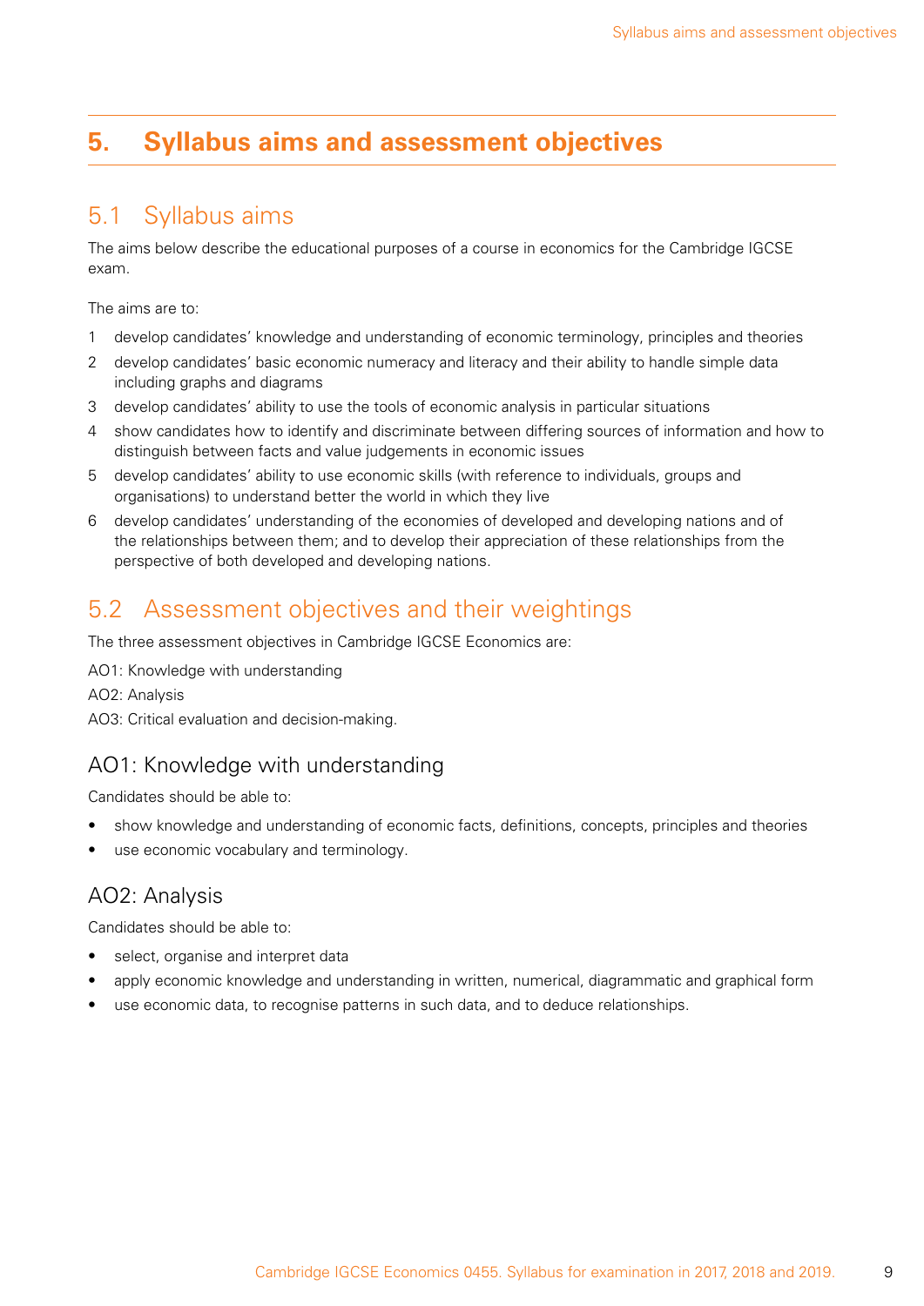# 5. Syllabus aims and assessment objectives

## 5.1 Syllabus aims

The aims below describe the educational purposes of a course in economics for the Cambridge IGCSE exam.

The aims are to:

1. develop candidates' knowledge and understanding of economic terminology, principles and theories
2. develop candidates' basic economic numeracy and literacy and their ability to handle simple data including graphs and diagrams
3. develop candidates' ability to use the tools of economic analysis in particular situations
4. show candidates how to identify and discriminate between differing sources of information and how to distinguish between facts and value judgements in economic issues
5. develop candidates' ability to use economic skills (with reference to individuals, groups and organisations) to understand better the world in which they live
6. develop candidates' understanding of the economies of developed and developing nations and of the relationships between them; and to develop their appreciation of these relationships from the perspective of both developed and developing nations.

## 5.2 Assessment objectives and their weightings

The three assessment objectives in Cambridge IGCSE Economics are:

AO1: Knowledge with understanding

AO2: Analysis

AO3: Critical evaluation and decision-making.

### AO1: Knowledge with understanding

Candidates should be able to:

- show knowledge and understanding of economic facts, definitions, concepts, principles and theories
- use economic vocabulary and terminology.

### AO2: Analysis

Candidates should be able to:

- select, organise and interpret data
- apply economic knowledge and understanding in written, numerical, diagrammatic and graphical form
- use economic data, to recognise patterns in such data, and to deduce relationships.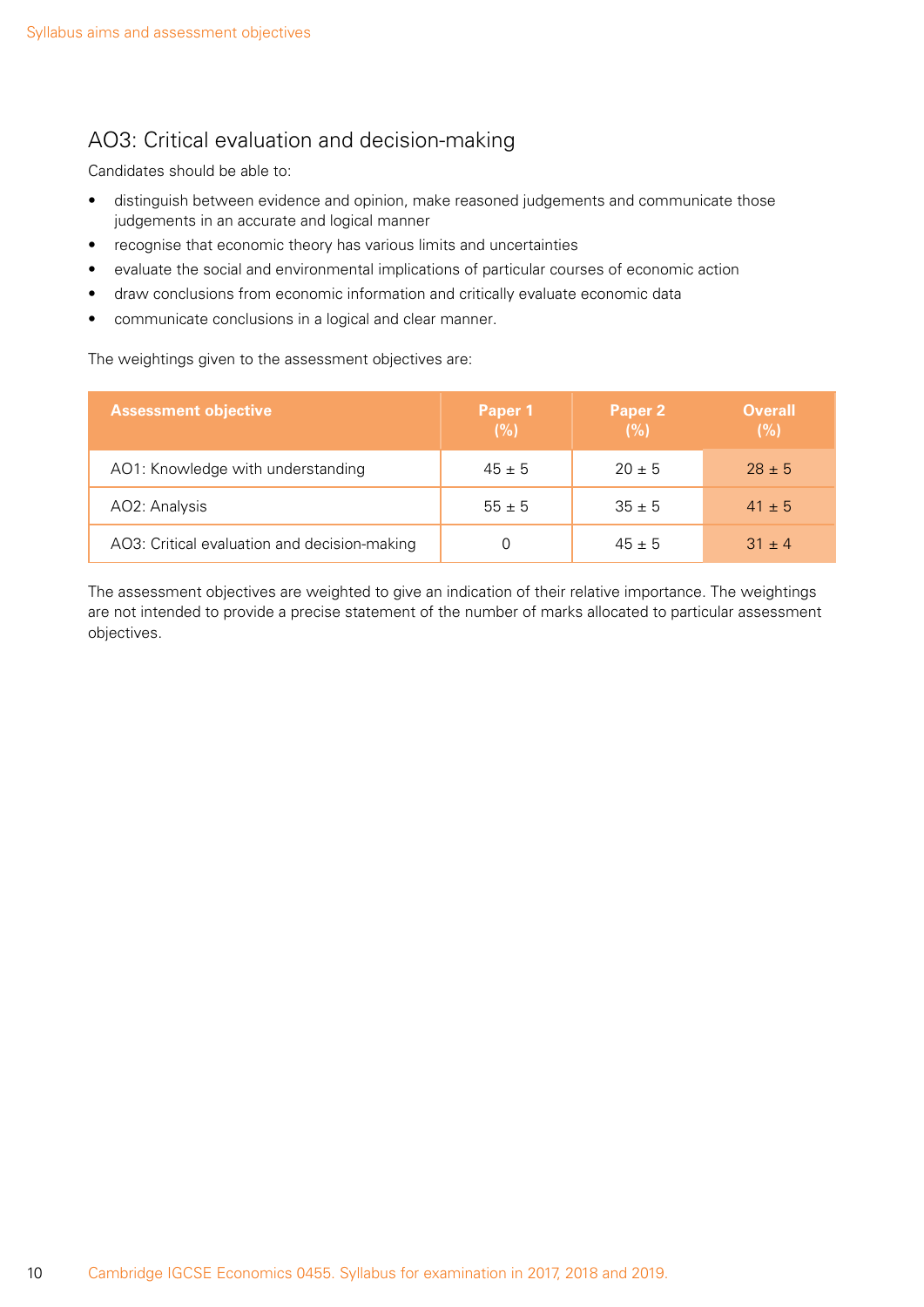## AO3: Critical evaluation and decision-making

Candidates should be able to:

- distinguish between evidence and opinion, make reasoned judgements and communicate those judgements in an accurate and logical manner
- recognise that economic theory has various limits and uncertainties
- evaluate the social and environmental implications of particular courses of economic action
- draw conclusions from economic information and critically evaluate economic data
- communicate conclusions in a logical and clear manner.

The weightings given to the assessment objectives are:

| Assessment objective | Paper 1 (%) | Paper 2 (%) | Overall (%) |
|---|---|---|---|
| AO1: Knowledge with understanding | 45 ± 5 | 20 ± 5 | 28 ± 5 |
| AO2: Analysis | 55 ± 5 | 35 ± 5 | 41 ± 5 |
| AO3: Critical evaluation and decision-making | 0 | 45 ± 5 | 31 ± 4 |

The assessment objectives are weighted to give an indication of their relative importance. The weightings are not intended to provide a precise statement of the number of marks allocated to particular assessment objectives.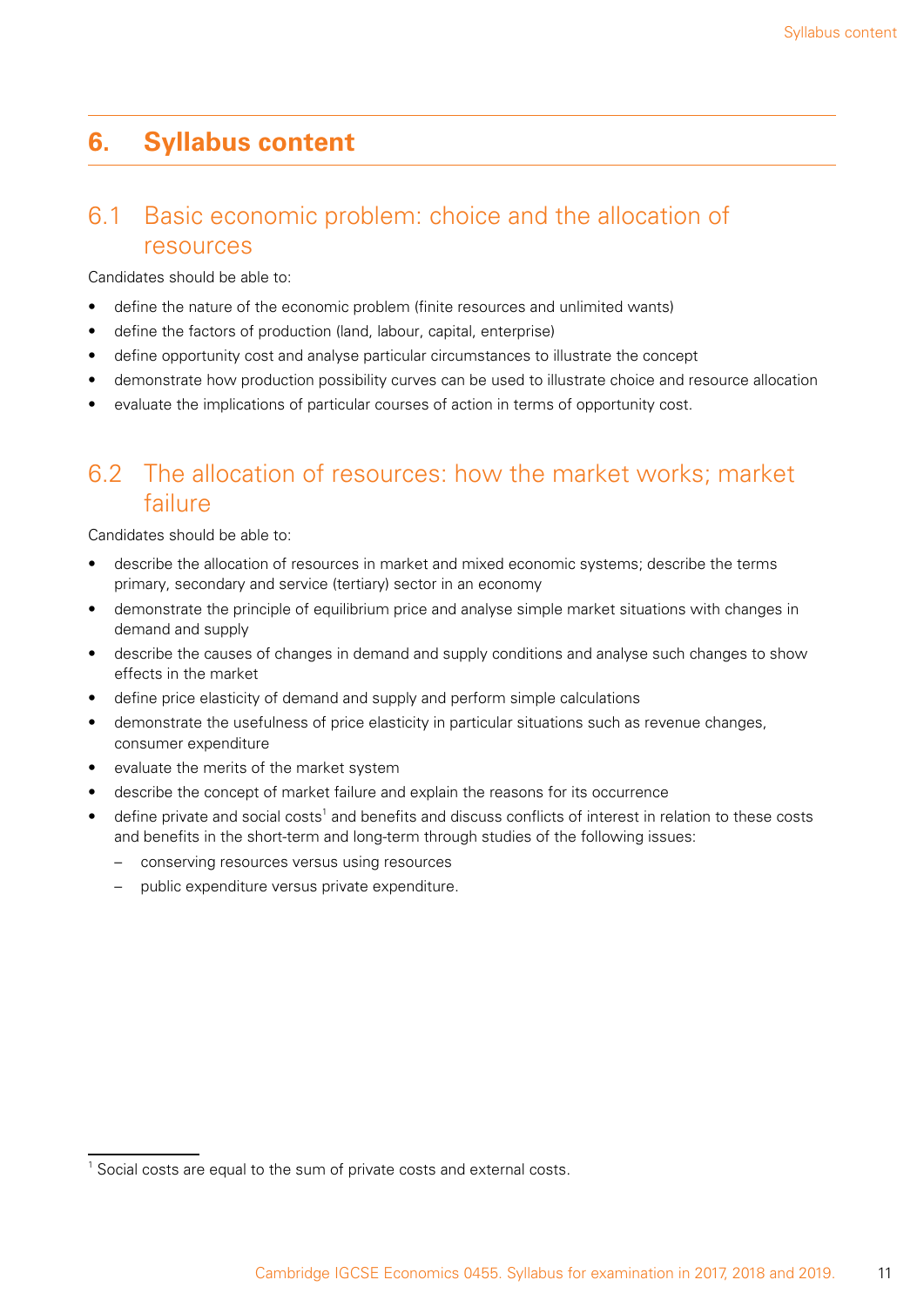# 6. Syllabus content

## 6.1 Basic economic problem: choice and the allocation of resources

Candidates should be able to:

- define the nature of the economic problem (finite resources and unlimited wants)
- define the factors of production (land, labour, capital, enterprise)
- define opportunity cost and analyse particular circumstances to illustrate the concept
- demonstrate how production possibility curves can be used to illustrate choice and resource allocation
- evaluate the implications of particular courses of action in terms of opportunity cost.

## 6.2 The allocation of resources: how the market works; market failure

Candidates should be able to:

- describe the allocation of resources in market and mixed economic systems; describe the terms primary, secondary and service (tertiary) sector in an economy
- demonstrate the principle of equilibrium price and analyse simple market situations with changes in demand and supply
- describe the causes of changes in demand and supply conditions and analyse such changes to show effects in the market
- define price elasticity of demand and supply and perform simple calculations
- demonstrate the usefulness of price elasticity in particular situations such as revenue changes, consumer expenditure
- evaluate the merits of the market system
- describe the concept of market failure and explain the reasons for its occurrence
- define private and social costs[1] and benefits and discuss conflicts of interest in relation to these costs and benefits in the short-term and long-term through studies of the following issues:
  - conserving resources versus using resources
  - public expenditure versus private expenditure.

[1] Social costs are equal to the sum of private costs and external costs.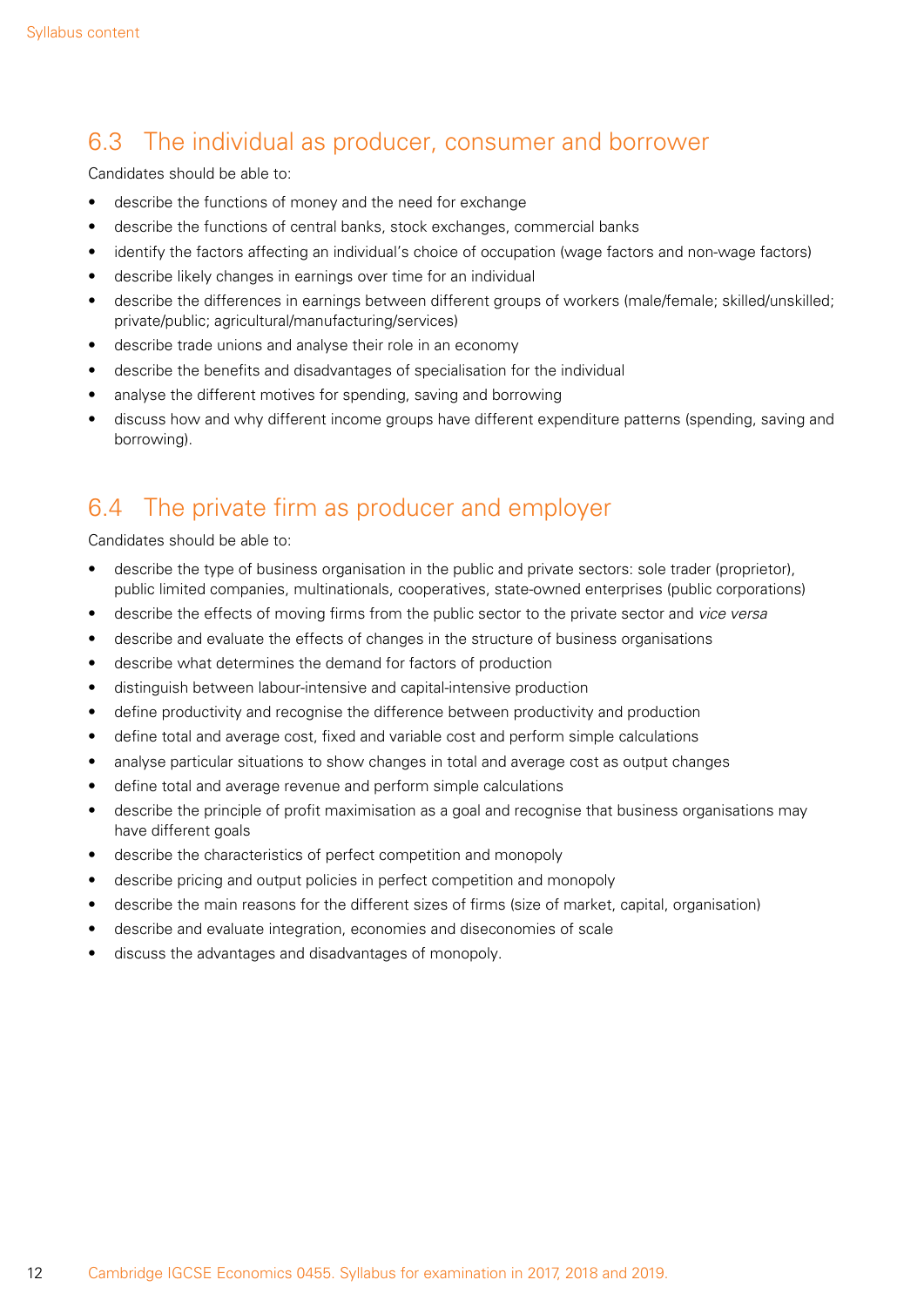## 6.3 The individual as producer, consumer and borrower

Candidates should be able to:

- describe the functions of money and the need for exchange
- describe the functions of central banks, stock exchanges, commercial banks
- identify the factors affecting an individual's choice of occupation (wage factors and non-wage factors)
- describe likely changes in earnings over time for an individual
- describe the differences in earnings between different groups of workers (male/female; skilled/unskilled; private/public; agricultural/manufacturing/services)
- describe trade unions and analyse their role in an economy
- describe the benefits and disadvantages of specialisation for the individual
- analyse the different motives for spending, saving and borrowing
- discuss how and why different income groups have different expenditure patterns (spending, saving and borrowing).

## 6.4 The private firm as producer and employer

Candidates should be able to:

- describe the type of business organisation in the public and private sectors: sole trader (proprietor), public limited companies, multinationals, cooperatives, state-owned enterprises (public corporations)
- describe the effects of moving firms from the public sector to the private sector and *vice versa*
- describe and evaluate the effects of changes in the structure of business organisations
- describe what determines the demand for factors of production
- distinguish between labour-intensive and capital-intensive production
- define productivity and recognise the difference between productivity and production
- define total and average cost, fixed and variable cost and perform simple calculations
- analyse particular situations to show changes in total and average cost as output changes
- define total and average revenue and perform simple calculations
- describe the principle of profit maximisation as a goal and recognise that business organisations may have different goals
- describe the characteristics of perfect competition and monopoly
- describe pricing and output policies in perfect competition and monopoly
- describe the main reasons for the different sizes of firms (size of market, capital, organisation)
- describe and evaluate integration, economies and diseconomies of scale
- discuss the advantages and disadvantages of monopoly.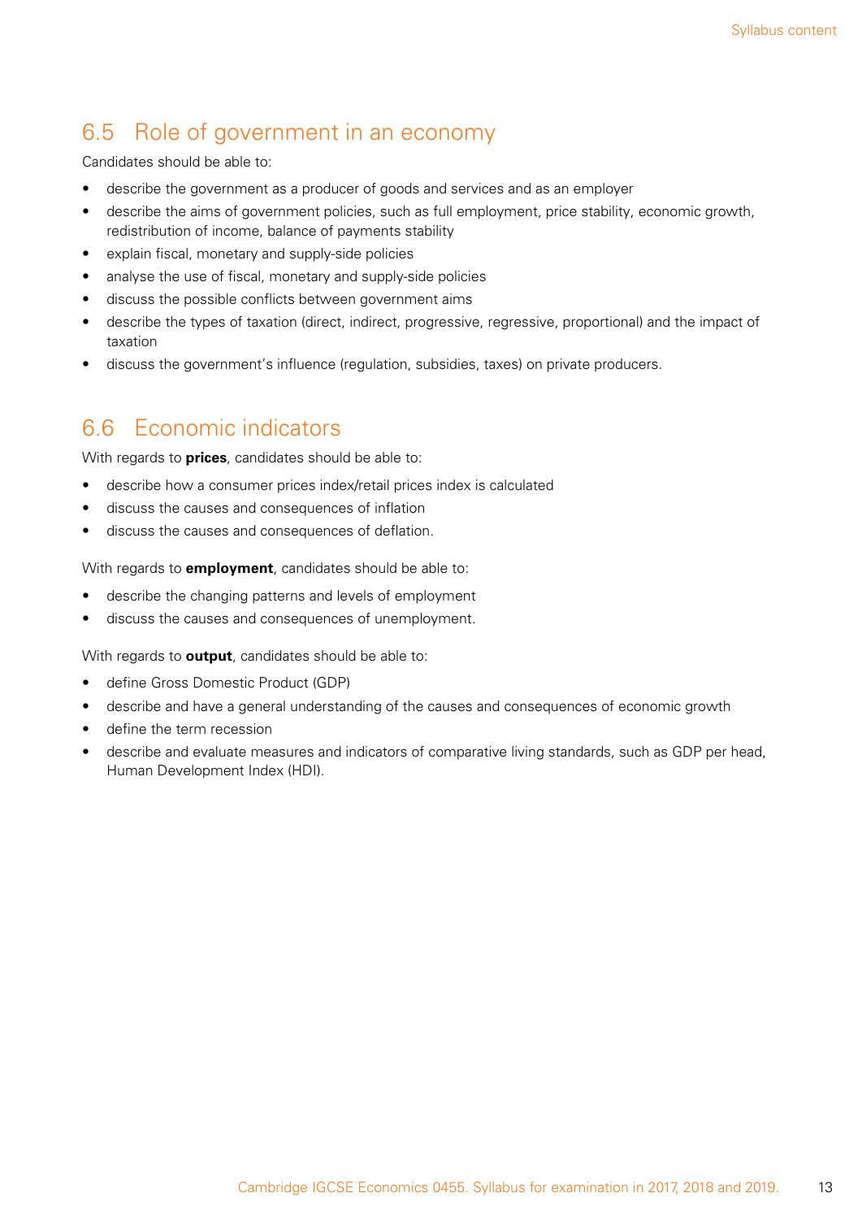## 6.5 Role of government in an economy

Candidates should be able to:

- describe the government as a producer of goods and services and as an employer
- describe the aims of government policies, such as full employment, price stability, economic growth, redistribution of income, balance of payments stability
- explain fiscal, monetary and supply-side policies
- analyse the use of fiscal, monetary and supply-side policies
- discuss the possible conflicts between government aims
- describe the types of taxation (direct, indirect, progressive, regressive, proportional) and the impact of taxation
- discuss the government's influence (regulation, subsidies, taxes) on private producers.

## 6.6 Economic indicators

With regards to **prices**, candidates should be able to:

- describe how a consumer prices index/retail prices index is calculated
- discuss the causes and consequences of inflation
- discuss the causes and consequences of deflation.

With regards to **employment**, candidates should be able to:

- describe the changing patterns and levels of employment
- discuss the causes and consequences of unemployment.

With regards to **output**, candidates should be able to:

- define Gross Domestic Product (GDP)
- describe and have a general understanding of the causes and consequences of economic growth
- define the term recession
- describe and evaluate measures and indicators of comparative living standards, such as GDP per head, Human Development Index (HDI).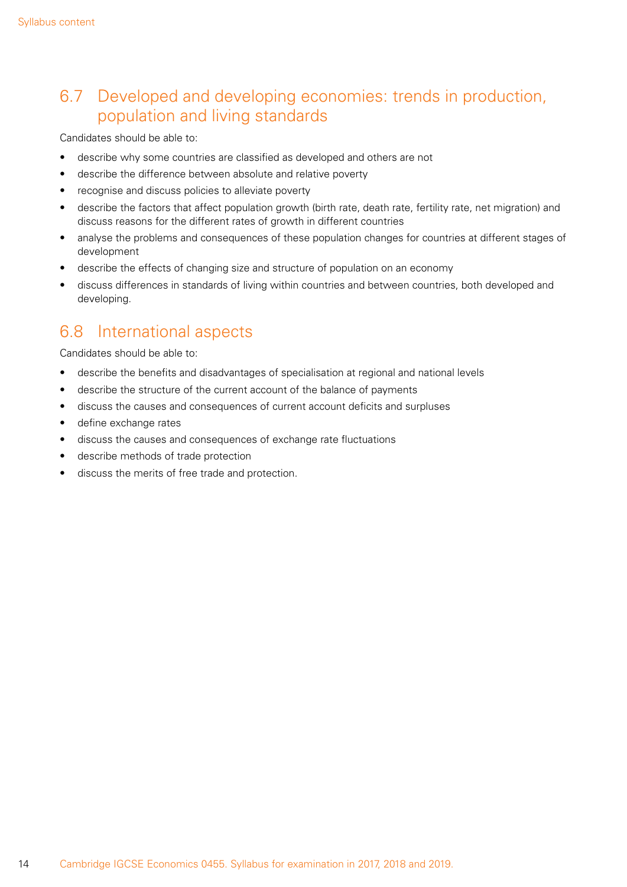## 6.7 Developed and developing economies: trends in production, population and living standards

Candidates should be able to:

- describe why some countries are classified as developed and others are not
- describe the difference between absolute and relative poverty
- recognise and discuss policies to alleviate poverty
- describe the factors that affect population growth (birth rate, death rate, fertility rate, net migration) and discuss reasons for the different rates of growth in different countries
- analyse the problems and consequences of these population changes for countries at different stages of development
- describe the effects of changing size and structure of population on an economy
- discuss differences in standards of living within countries and between countries, both developed and developing.

## 6.8 International aspects

Candidates should be able to:

- describe the benefits and disadvantages of specialisation at regional and national levels
- describe the structure of the current account of the balance of payments
- discuss the causes and consequences of current account deficits and surpluses
- define exchange rates
- discuss the causes and consequences of exchange rate fluctuations
- describe methods of trade protection
- discuss the merits of free trade and protection.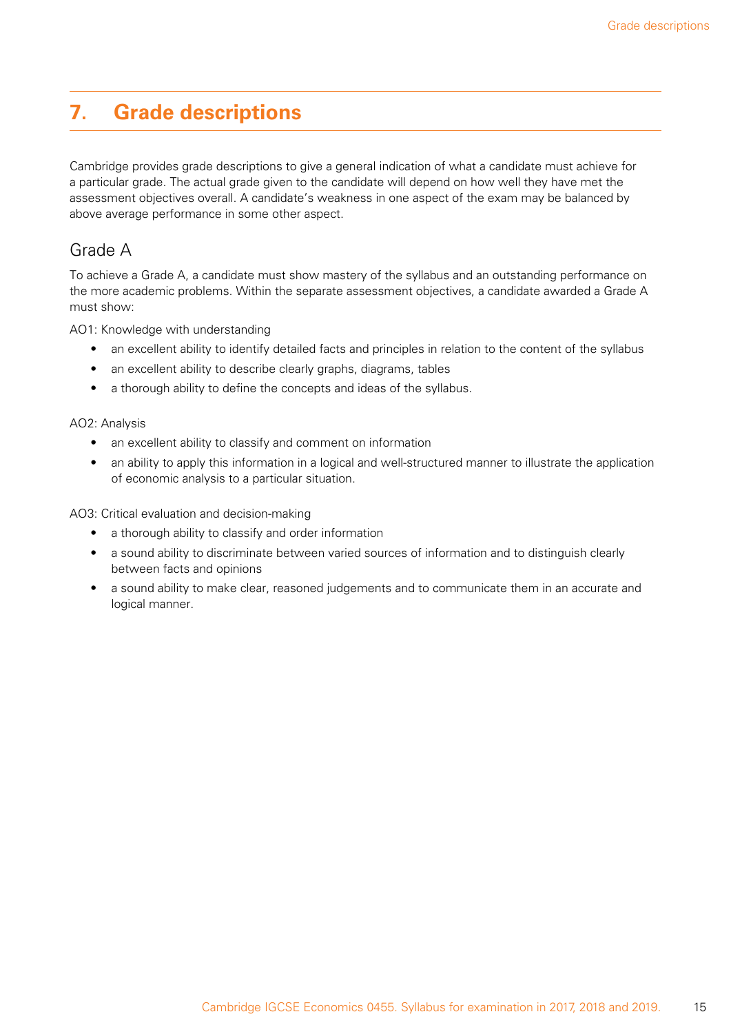# 7. Grade descriptions

Cambridge provides grade descriptions to give a general indication of what a candidate must achieve for a particular grade. The actual grade given to the candidate will depend on how well they have met the assessment objectives overall. A candidate's weakness in one aspect of the exam may be balanced by above average performance in some other aspect.

## Grade A

To achieve a Grade A, a candidate must show mastery of the syllabus and an outstanding performance on the more academic problems. Within the separate assessment objectives, a candidate awarded a Grade A must show:

AO1: Knowledge with understanding

- an excellent ability to identify detailed facts and principles in relation to the content of the syllabus
- an excellent ability to describe clearly graphs, diagrams, tables
- a thorough ability to define the concepts and ideas of the syllabus.

AO2: Analysis

- an excellent ability to classify and comment on information
- an ability to apply this information in a logical and well-structured manner to illustrate the application of economic analysis to a particular situation.

AO3: Critical evaluation and decision-making

- a thorough ability to classify and order information
- a sound ability to discriminate between varied sources of information and to distinguish clearly between facts and opinions
- a sound ability to make clear, reasoned judgements and to communicate them in an accurate and logical manner.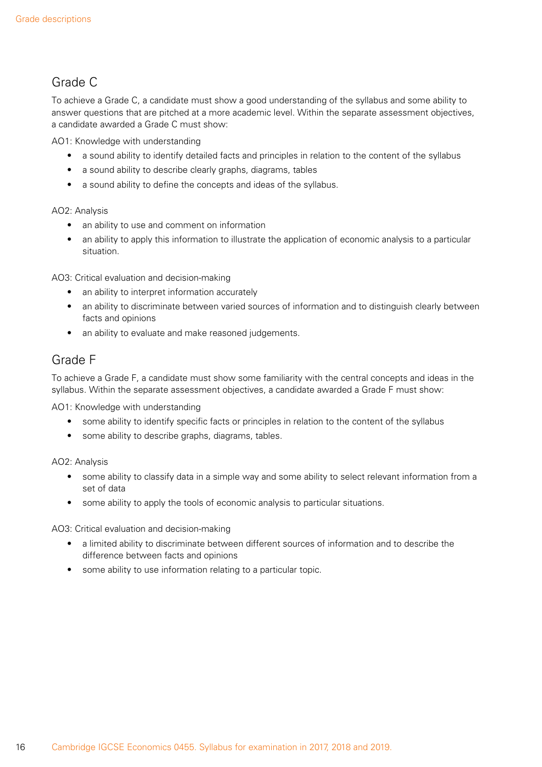## Grade C

To achieve a Grade C, a candidate must show a good understanding of the syllabus and some ability to answer questions that are pitched at a more academic level. Within the separate assessment objectives, a candidate awarded a Grade C must show:

AO1: Knowledge with understanding

- a sound ability to identify detailed facts and principles in relation to the content of the syllabus
- a sound ability to describe clearly graphs, diagrams, tables
- a sound ability to define the concepts and ideas of the syllabus.

AO2: Analysis

- an ability to use and comment on information
- an ability to apply this information to illustrate the application of economic analysis to a particular situation.

AO3: Critical evaluation and decision-making

- an ability to interpret information accurately
- an ability to discriminate between varied sources of information and to distinguish clearly between facts and opinions
- an ability to evaluate and make reasoned judgements.

## Grade F

To achieve a Grade F, a candidate must show some familiarity with the central concepts and ideas in the syllabus. Within the separate assessment objectives, a candidate awarded a Grade F must show:

AO1: Knowledge with understanding

- some ability to identify specific facts or principles in relation to the content of the syllabus
- some ability to describe graphs, diagrams, tables.

AO2: Analysis

- some ability to classify data in a simple way and some ability to select relevant information from a set of data
- some ability to apply the tools of economic analysis to particular situations.

AO3: Critical evaluation and decision-making

- a limited ability to discriminate between different sources of information and to describe the difference between facts and opinions
- some ability to use information relating to a particular topic.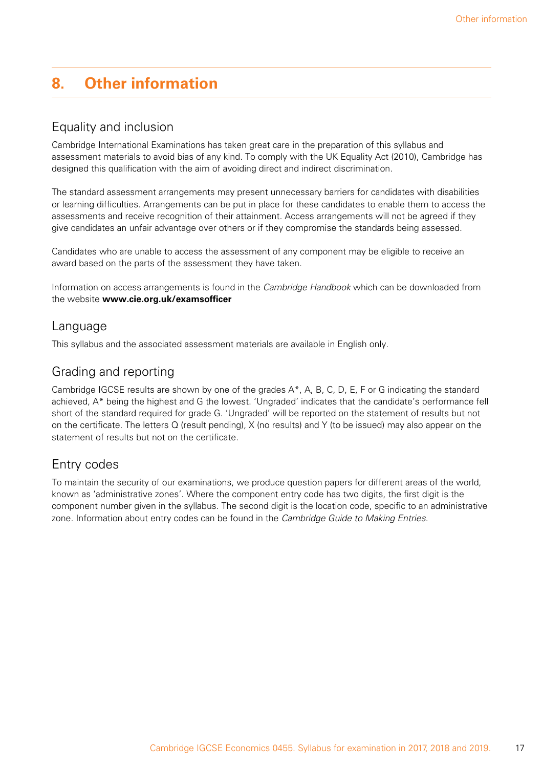# 8. Other information

## Equality and inclusion

Cambridge International Examinations has taken great care in the preparation of this syllabus and assessment materials to avoid bias of any kind. To comply with the UK Equality Act (2010), Cambridge has designed this qualification with the aim of avoiding direct and indirect discrimination.

The standard assessment arrangements may present unnecessary barriers for candidates with disabilities or learning difficulties. Arrangements can be put in place for these candidates to enable them to access the assessments and receive recognition of their attainment. Access arrangements will not be agreed if they give candidates an unfair advantage over others or if they compromise the standards being assessed.

Candidates who are unable to access the assessment of any component may be eligible to receive an award based on the parts of the assessment they have taken.

Information on access arrangements is found in the *Cambridge Handbook* which can be downloaded from the website **www.cie.org.uk/examsofficer**

## Language

This syllabus and the associated assessment materials are available in English only.

## Grading and reporting

Cambridge IGCSE results are shown by one of the grades A*, A, B, C, D, E, F or G indicating the standard achieved, A* being the highest and G the lowest. 'Ungraded' indicates that the candidate's performance fell short of the standard required for grade G. 'Ungraded' will be reported on the statement of results but not on the certificate. The letters Q (result pending), X (no results) and Y (to be issued) may also appear on the statement of results but not on the certificate.

## Entry codes

To maintain the security of our examinations, we produce question papers for different areas of the world, known as 'administrative zones'. Where the component entry code has two digits, the first digit is the component number given in the syllabus. The second digit is the location code, specific to an administrative zone. Information about entry codes can be found in the *Cambridge Guide to Making Entries*.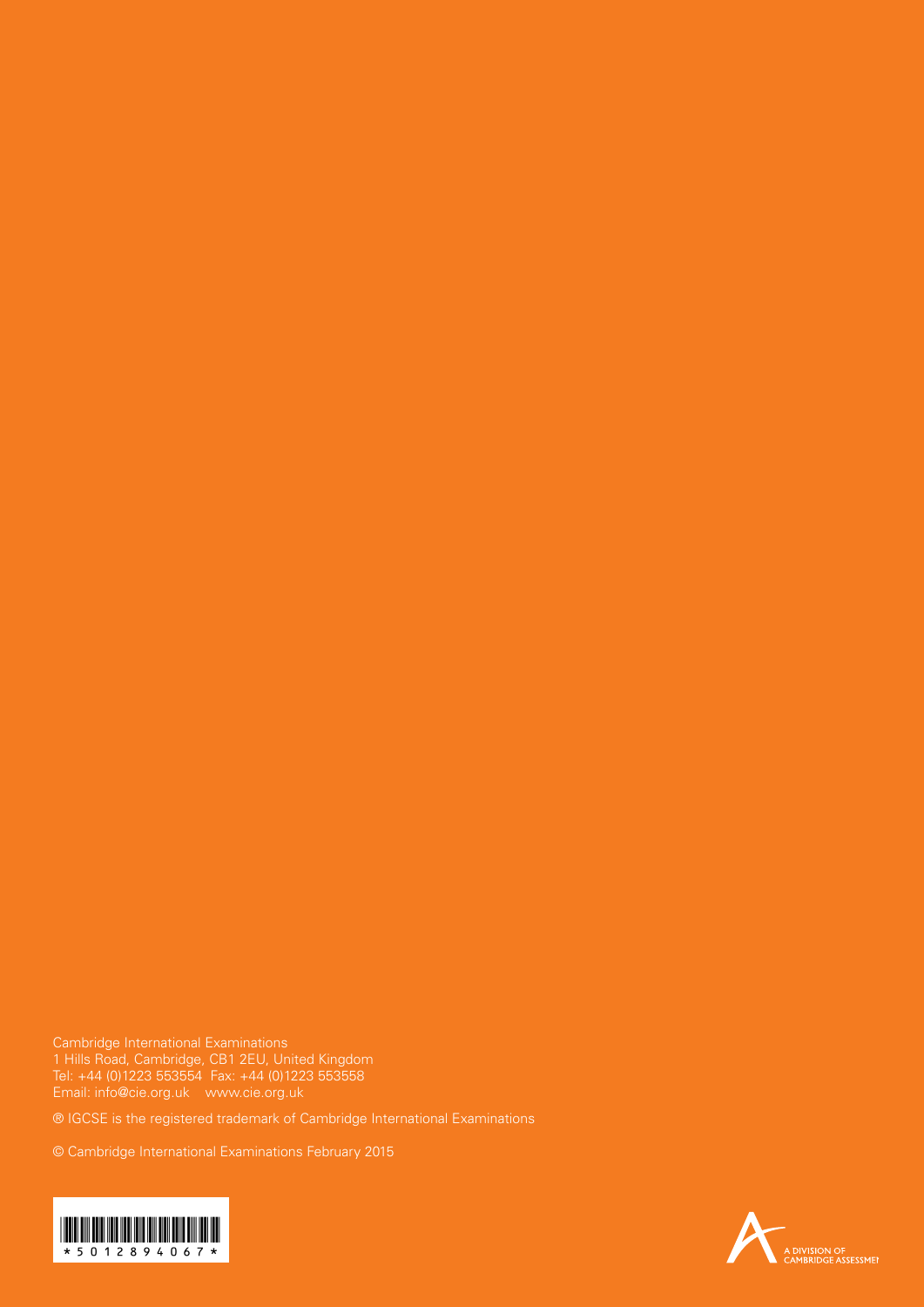Cambridge International Examinations
1 Hills Road, Cambridge, CB1 2EU, United Kingdom
Tel: +44 (0)1223 553554 Fax: +44 (0)1223 553558
Email: info@cie.org.uk www.cie.org.uk

® IGCSE is the registered trademark of Cambridge International Examinations

© Cambridge International Examinations February 2015

*5012894067*

A DIVISION OF
CAMBRIDGE ASSESSMENT